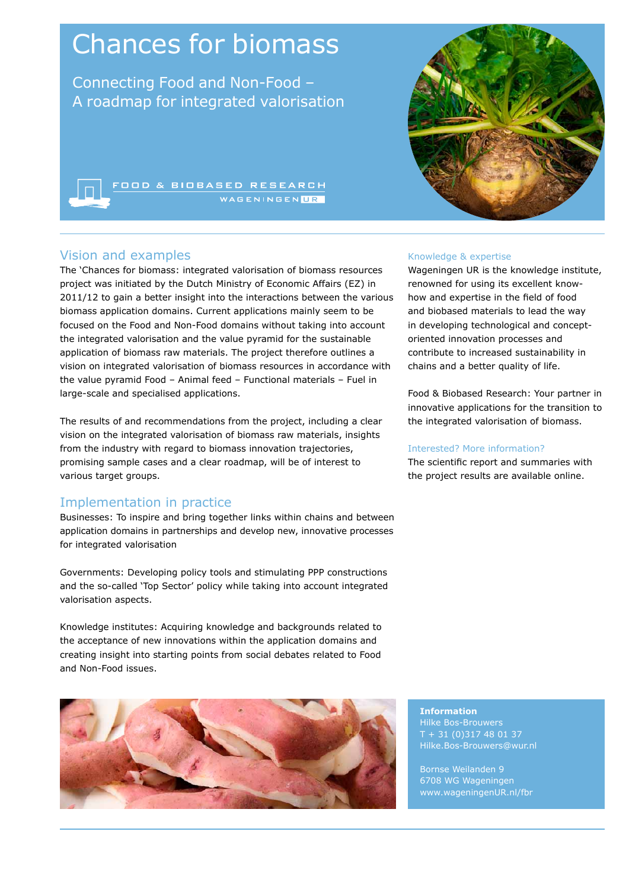# Chances for biomass

## Connecting Food and Non-Food – A roadmap for integrated valorisation

FOOD & BIOBASED RESEARCH
WAGENINGEN UR

## Vision and examples

The 'Chances for biomass: integrated valorisation of biomass resources project was initiated by the Dutch Ministry of Economic Affairs (EZ) in 2011/12 to gain a better insight into the interactions between the various biomass application domains. Current applications mainly seem to be focused on the Food and Non-Food domains without taking into account the integrated valorisation and the value pyramid for the sustainable application of biomass raw materials. The project therefore outlines a vision on integrated valorisation of biomass resources in accordance with the value pyramid Food – Animal feed – Functional materials – Fuel in large-scale and specialised applications.

The results of and recommendations from the project, including a clear vision on the integrated valorisation of biomass raw materials, insights from the industry with regard to biomass innovation trajectories, promising sample cases and a clear roadmap, will be of interest to various target groups.

## Implementation in practice

Businesses: To inspire and bring together links within chains and between application domains in partnerships and develop new, innovative processes for integrated valorisation

Governments: Developing policy tools and stimulating PPP constructions and the so-called 'Top Sector' policy while taking into account integrated valorisation aspects.

Knowledge institutes: Acquiring knowledge and backgrounds related to the acceptance of new innovations within the application domains and creating insight into starting points from social debates related to Food and Non-Food issues.

### Knowledge & expertise

Wageningen UR is the knowledge institute, renowned for using its excellent know-how and expertise in the field of food and biobased materials to lead the way in developing technological and concept-oriented innovation processes and contribute to increased sustainability in chains and a better quality of life.

Food & Biobased Research: Your partner in innovative applications for the transition to the integrated valorisation of biomass.

### Interested? More information?

The scientific report and summaries with the project results are available online.

**Information**
Hilke Bos-Brouwers
T + 31 (0)317 48 01 37
Hilke.Bos-Brouwers@wur.nl

Bornse Weilanden 9
6708 WG Wageningen
www.wageningenUR.nl/fbr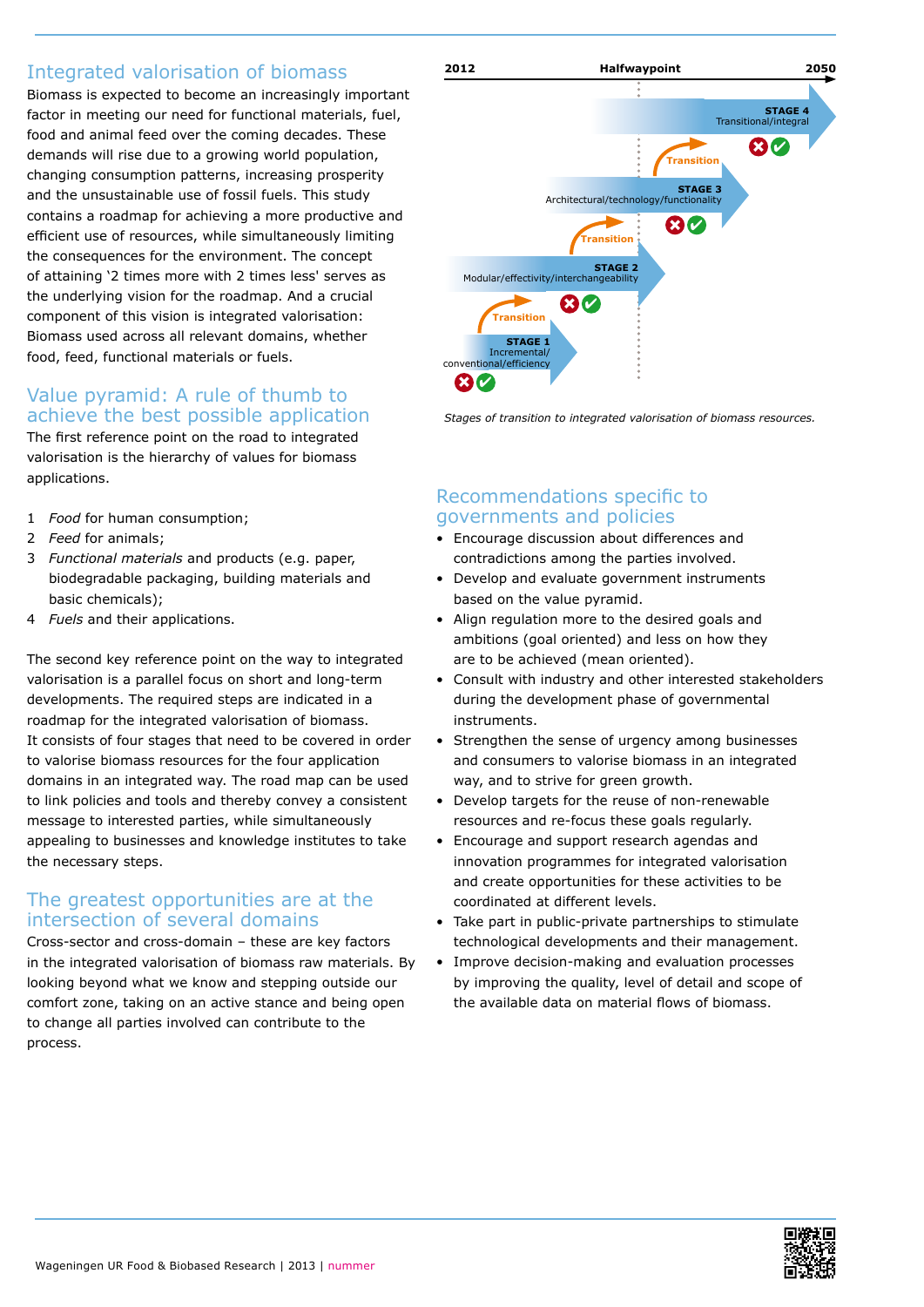## Integrated valorisation of biomass

Biomass is expected to become an increasingly important factor in meeting our need for functional materials, fuel, food and animal feed over the coming decades. These demands will rise due to a growing world population, changing consumption patterns, increasing prosperity and the unsustainable use of fossil fuels. This study contains a roadmap for achieving a more productive and efficient use of resources, while simultaneously limiting the consequences for the environment. The concept of attaining '2 times more with 2 times less' serves as the underlying vision for the roadmap. And a crucial component of this vision is integrated valorisation: Biomass used across all relevant domains, whether food, feed, functional materials or fuels.

## Value pyramid: A rule of thumb to achieve the best possible application

The first reference point on the road to integrated valorisation is the hierarchy of values for biomass applications.

1 *Food* for human consumption;
2 *Feed* for animals;
3 *Functional materials* and products (e.g. paper, biodegradable packaging, building materials and basic chemicals);
4 *Fuels* and their applications.

The second key reference point on the way to integrated valorisation is a parallel focus on short and long-term developments. The required steps are indicated in a roadmap for the integrated valorisation of biomass. It consists of four stages that need to be covered in order to valorise biomass resources for the four application domains in an integrated way. The road map can be used to link policies and tools and thereby convey a consistent message to interested parties, while simultaneously appealing to businesses and knowledge institutes to take the necessary steps.

## The greatest opportunities are at the intersection of several domains

Cross-sector and cross-domain – these are key factors in the integrated valorisation of biomass raw materials. By looking beyond what we know and stepping outside our comfort zone, taking on an active stance and being open to change all parties involved can contribute to the process.

2012
Halfwaypoint
2050
STAGE 4
Transitional/integral
Transition
STAGE 3
Architectural/technology/functionality
Transition
STAGE 2
Modular/effectivity/interchangeability
Transition
STAGE 1
Incremental/
conventional/efficiency

*Stages of transition to integrated valorisation of biomass resources.*

## Recommendations specific to governments and policies

- Encourage discussion about differences and contradictions among the parties involved.
- Develop and evaluate government instruments based on the value pyramid.
- Align regulation more to the desired goals and ambitions (goal oriented) and less on how they are to be achieved (mean oriented).
- Consult with industry and other interested stakeholders during the development phase of governmental instruments.
- Strengthen the sense of urgency among businesses and consumers to valorise biomass in an integrated way, and to strive for green growth.
- Develop targets for the reuse of non-renewable resources and re-focus these goals regularly.
- Encourage and support research agendas and innovation programmes for integrated valorisation and create opportunities for these activities to be coordinated at different levels.
- Take part in public-private partnerships to stimulate technological developments and their management.
- Improve decision-making and evaluation processes by improving the quality, level of detail and scope of the available data on material flows of biomass.

Wageningen UR Food & Biobased Research | 2013 | nummer